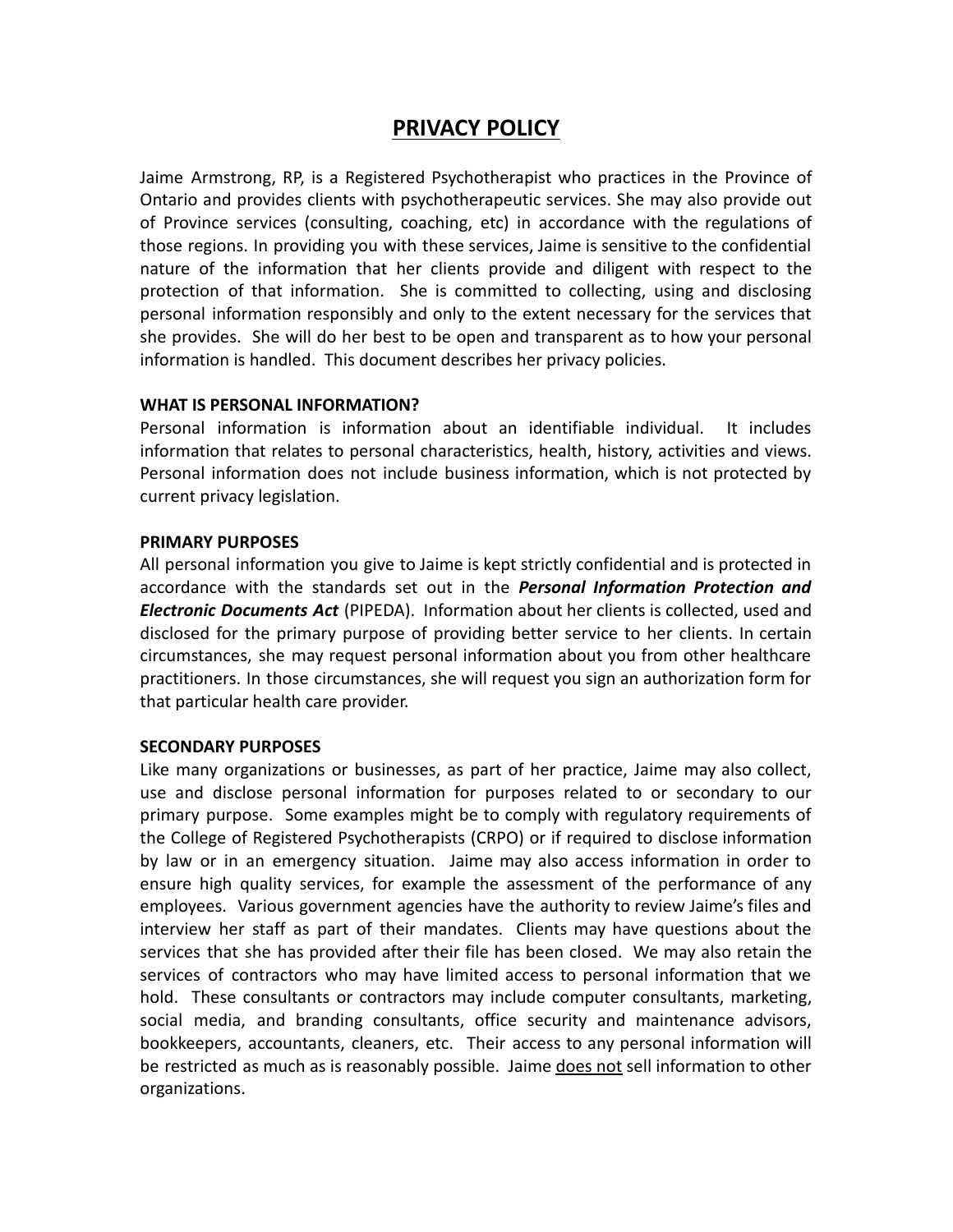# PRIVACY POLICY

Jaime Armstrong, RP, is a Registered Psychotherapist who practices in the Province of Ontario and provides clients with psychotherapeutic services. She may also provide out of Province services (consulting, coaching, etc) in accordance with the regulations of those regions. In providing you with these services, Jaime is sensitive to the confidential nature of the information that her clients provide and diligent with respect to the protection of that information. She is committed to collecting, using and disclosing personal information responsibly and only to the extent necessary for the services that she provides. She will do her best to be open and transparent as to how your personal information is handled. This document describes her privacy policies.

**WHAT IS PERSONAL INFORMATION?**

Personal information is information about an identifiable individual. It includes information that relates to personal characteristics, health, history, activities and views. Personal information does not include business information, which is not protected by current privacy legislation.

**PRIMARY PURPOSES**

All personal information you give to Jaime is kept strictly confidential and is protected in accordance with the standards set out in the ***Personal Information Protection and Electronic Documents Act*** (PIPEDA). Information about her clients is collected, used and disclosed for the primary purpose of providing better service to her clients. In certain circumstances, she may request personal information about you from other healthcare practitioners. In those circumstances, she will request you sign an authorization form for that particular health care provider.

**SECONDARY PURPOSES**

Like many organizations or businesses, as part of her practice, Jaime may also collect, use and disclose personal information for purposes related to or secondary to our primary purpose. Some examples might be to comply with regulatory requirements of the College of Registered Psychotherapists (CRPO) or if required to disclose information by law or in an emergency situation. Jaime may also access information in order to ensure high quality services, for example the assessment of the performance of any employees. Various government agencies have the authority to review Jaime's files and interview her staff as part of their mandates. Clients may have questions about the services that she has provided after their file has been closed. We may also retain the services of contractors who may have limited access to personal information that we hold. These consultants or contractors may include computer consultants, marketing, social media, and branding consultants, office security and maintenance advisors, bookkeepers, accountants, cleaners, etc. Their access to any personal information will be restricted as much as is reasonably possible. Jaime <u>does not</u> sell information to other organizations.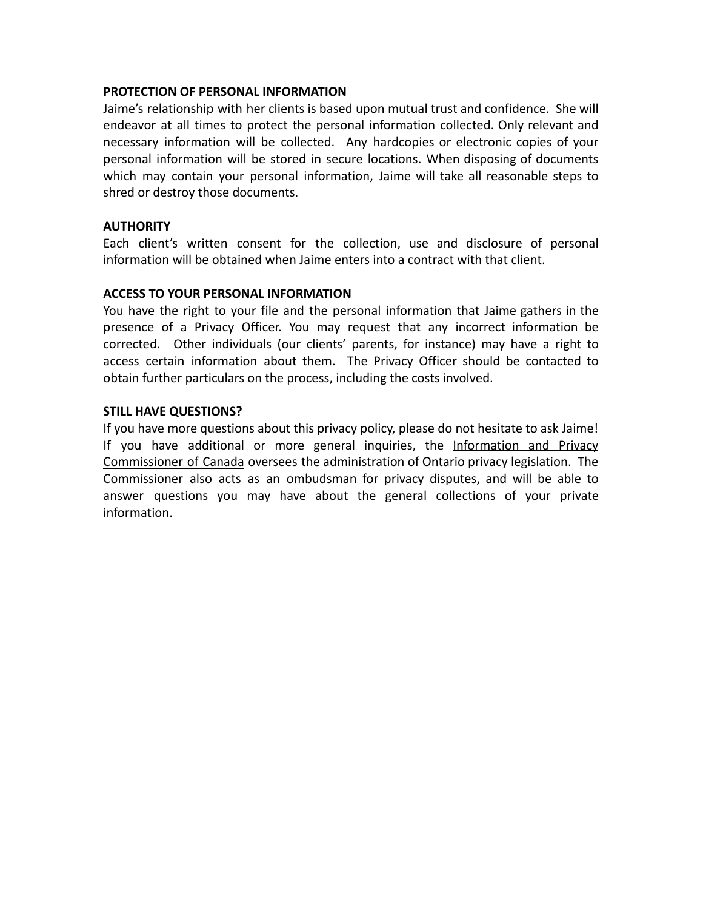**PROTECTION OF PERSONAL INFORMATION**

Jaime's relationship with her clients is based upon mutual trust and confidence. She will endeavor at all times to protect the personal information collected. Only relevant and necessary information will be collected. Any hardcopies or electronic copies of your personal information will be stored in secure locations. When disposing of documents which may contain your personal information, Jaime will take all reasonable steps to shred or destroy those documents.

**AUTHORITY**

Each client's written consent for the collection, use and disclosure of personal information will be obtained when Jaime enters into a contract with that client.

**ACCESS TO YOUR PERSONAL INFORMATION**

You have the right to your file and the personal information that Jaime gathers in the presence of a Privacy Officer. You may request that any incorrect information be corrected. Other individuals (our clients' parents, for instance) may have a right to access certain information about them. The Privacy Officer should be contacted to obtain further particulars on the process, including the costs involved.

**STILL HAVE QUESTIONS?**

If you have more questions about this privacy policy, please do not hesitate to ask Jaime! If you have additional or more general inquiries, the Information and Privacy Commissioner of Canada oversees the administration of Ontario privacy legislation. The Commissioner also acts as an ombudsman for privacy disputes, and will be able to answer questions you may have about the general collections of your private information.